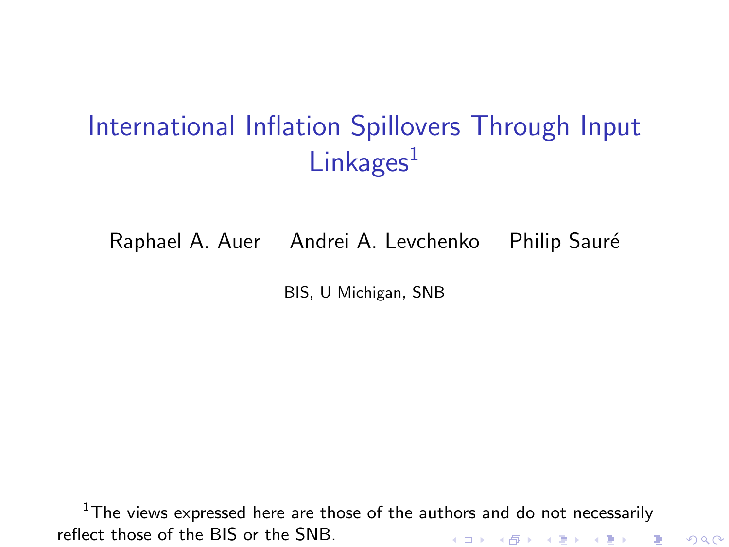# International Inflation Spillovers Through Input Linkages[1]

Raphael A. Auer Andrei A. Levchenko Philip Sauré

BIS, U Michigan, SNB

[1] The views expressed here are those of the authors and do not necessarily reflect those of the BIS or the SNB.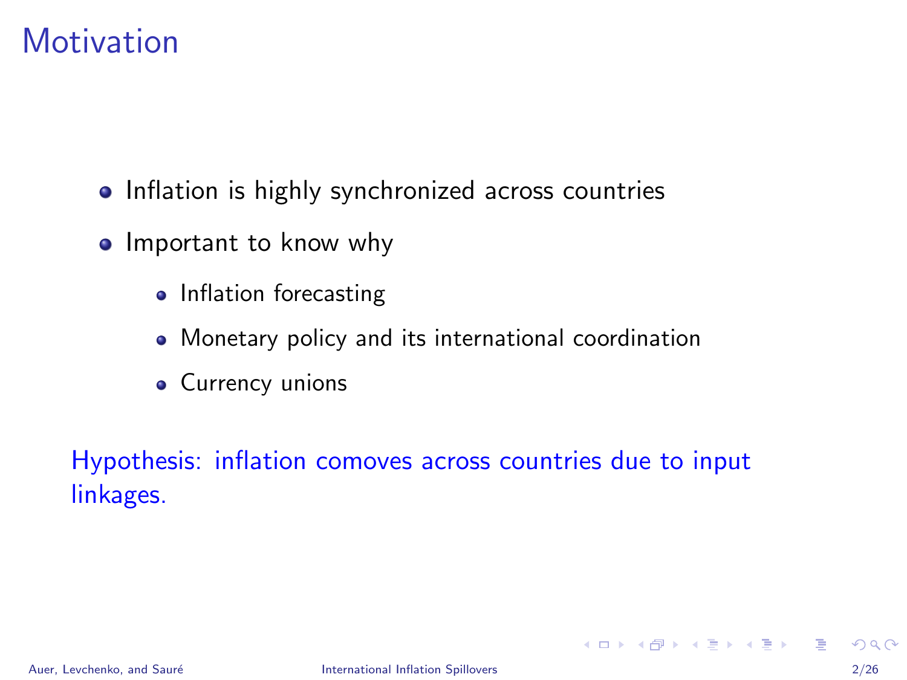# Motivation

- Inflation is highly synchronized across countries
- Important to know why
  - Inflation forecasting
  - Monetary policy and its international coordination
  - Currency unions

Hypothesis: inflation comoves across countries due to input linkages.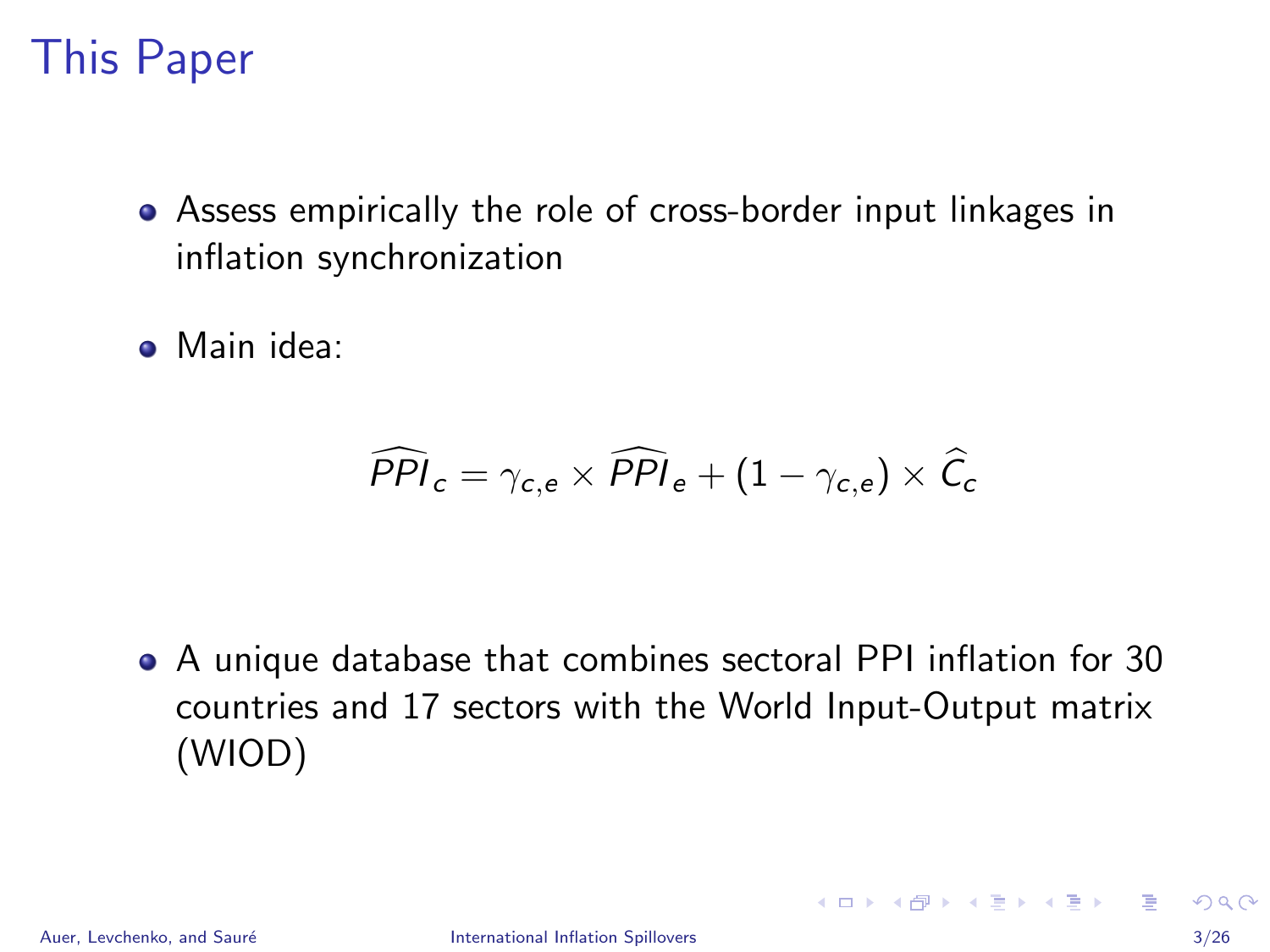# This Paper

- Assess empirically the role of cross-border input linkages in inflation synchronization

- Main idea:

$$\widehat{PPI}_c = \gamma_{c,e} \times \widehat{PPI}_e + (1 - \gamma_{c,e}) \times \widehat{C}_c$$

- A unique database that combines sectoral PPI inflation for 30 countries and 17 sectors with the World Input-Output matrix (WIOD)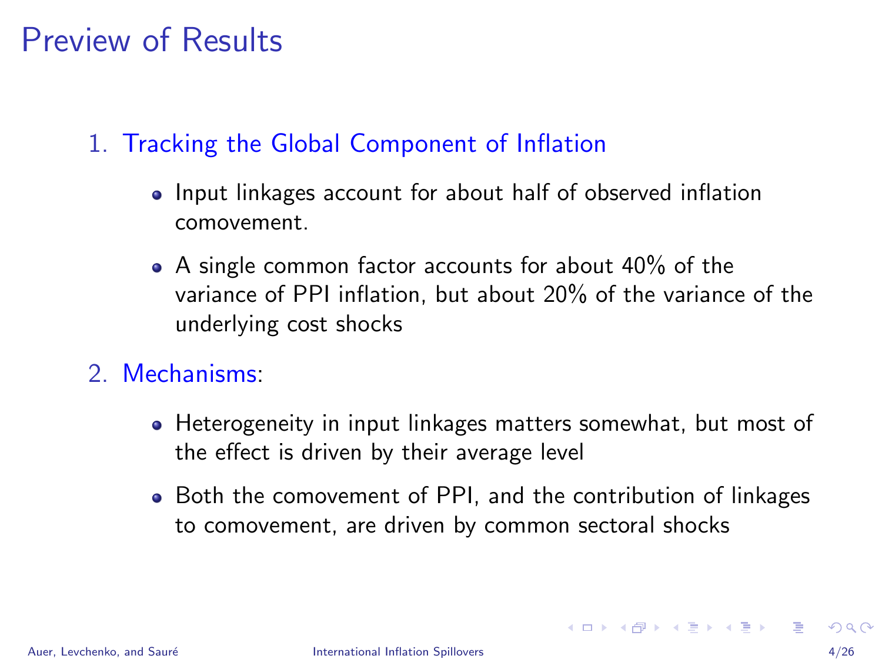# Preview of Results

1. Tracking the Global Component of Inflation
   - Input linkages account for about half of observed inflation comovement.
   - A single common factor accounts for about 40% of the variance of PPI inflation, but about 20% of the variance of the underlying cost shocks
2. Mechanisms:
   - Heterogeneity in input linkages matters somewhat, but most of the effect is driven by their average level
   - Both the comovement of PPI, and the contribution of linkages to comovement, are driven by common sectoral shocks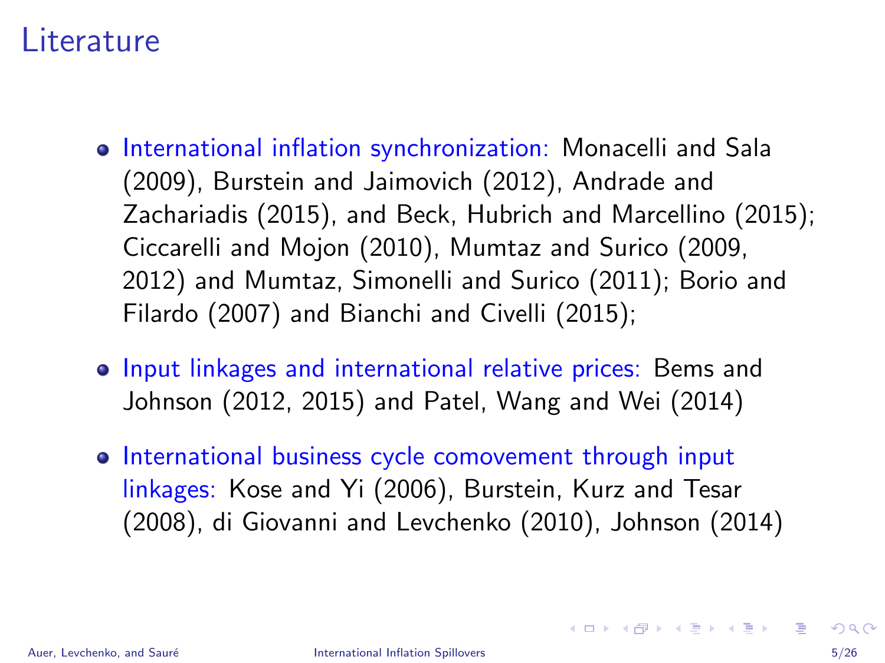# Literature

- International inflation synchronization: Monacelli and Sala (2009), Burstein and Jaimovich (2012), Andrade and Zachariadis (2015), and Beck, Hubrich and Marcellino (2015); Ciccarelli and Mojon (2010), Mumtaz and Surico (2009, 2012) and Mumtaz, Simonelli and Surico (2011); Borio and Filardo (2007) and Bianchi and Civelli (2015);
- Input linkages and international relative prices: Bems and Johnson (2012, 2015) and Patel, Wang and Wei (2014)
- International business cycle comovement through input linkages: Kose and Yi (2006), Burstein, Kurz and Tesar (2008), di Giovanni and Levchenko (2010), Johnson (2014)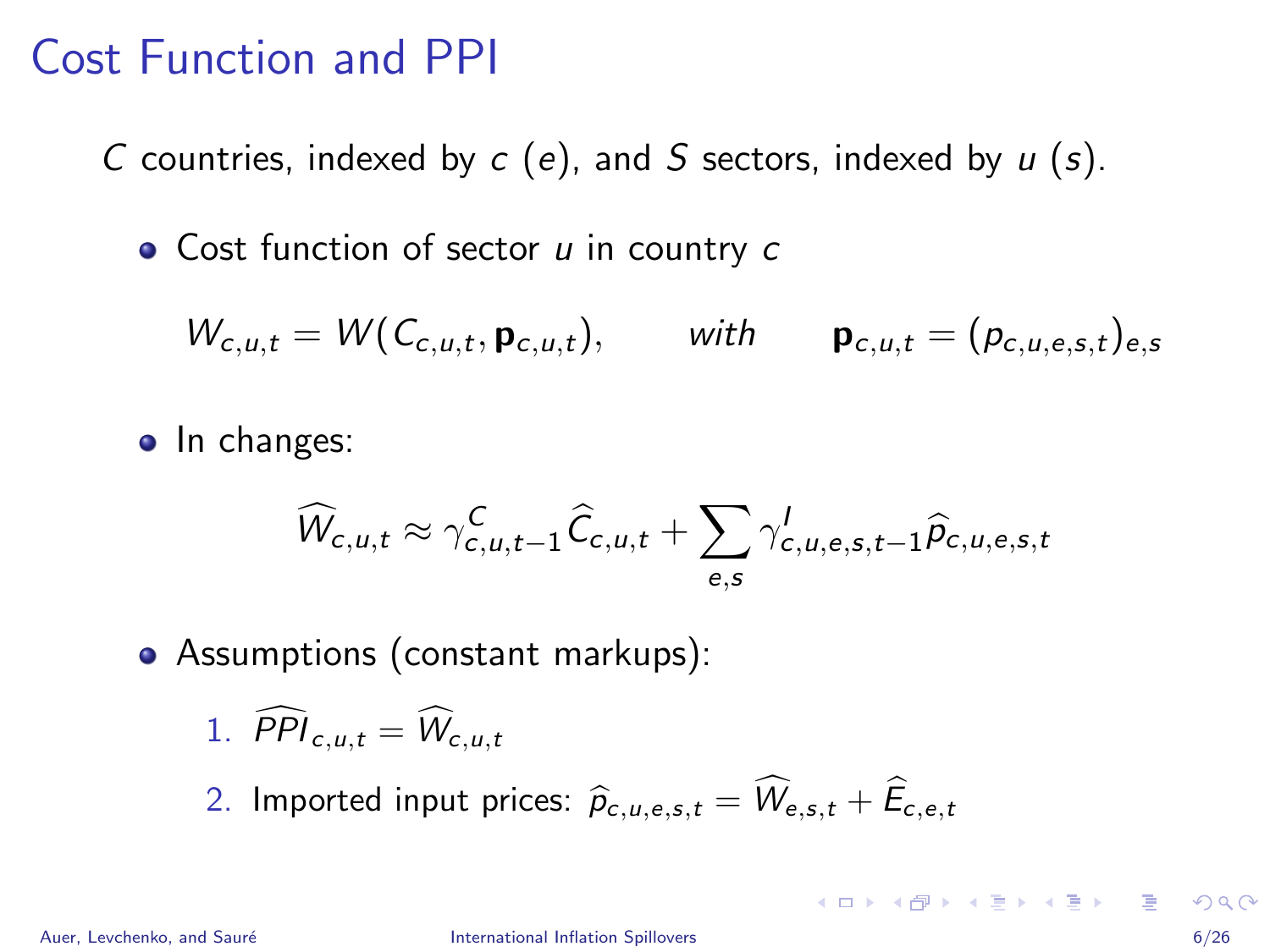# Cost Function and PPI

$C$ countries, indexed by $c$ ($e$), and $S$ sectors, indexed by $u$ ($s$).

- Cost function of sector $u$ in country $c$

$$W_{c,u,t} = W(C_{c,u,t}, \mathbf{p}_{c,u,t}), \qquad \textit{with} \qquad \mathbf{p}_{c,u,t} = (p_{c,u,e,s,t})_{e,s}$$

- In changes:

$$\widehat{W}_{c,u,t} \approx \gamma^{C}_{c,u,t-1}\widehat{C}_{c,u,t} + \sum_{e,s} \gamma^{I}_{c,u,e,s,t-1}\widehat{p}_{c,u,e,s,t}$$

- Assumptions (constant markups):
  1. $\widehat{PPI}_{c,u,t} = \widehat{W}_{c,u,t}$
  2. Imported input prices: $\widehat{p}_{c,u,e,s,t} = \widehat{W}_{e,s,t} + \widehat{E}_{c,e,t}$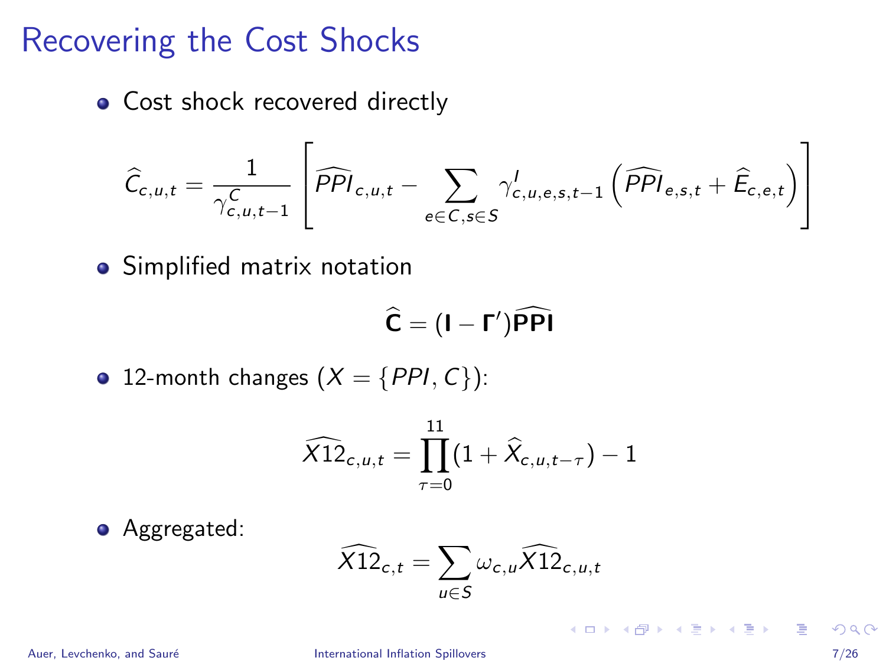# Recovering the Cost Shocks

- Cost shock recovered directly

$$\widehat{C}_{c,u,t} = \frac{1}{\gamma^{C}_{c,u,t-1}} \left[ \widehat{PPI}_{c,u,t} - \sum_{e \in C, s \in S} \gamma^{I}_{c,u,e,s,t-1} \left( \widehat{PPI}_{e,s,t} + \widehat{E}_{c,e,t} \right) \right]$$

- Simplified matrix notation

$$\widehat{\mathbf{C}} = (\mathbf{I} - \mathbf{\Gamma}')\widehat{\mathbf{PPI}}$$

- 12-month changes ($X = \{PPI, C\}$):

$$\widehat{X12}_{c,u,t} = \prod_{\tau=0}^{11} (1 + \widehat{X}_{c,u,t-\tau}) - 1$$

- Aggregated:

$$\widehat{X12}_{c,t} = \sum_{u \in S} \omega_{c,u} \widehat{X12}_{c,u,t}$$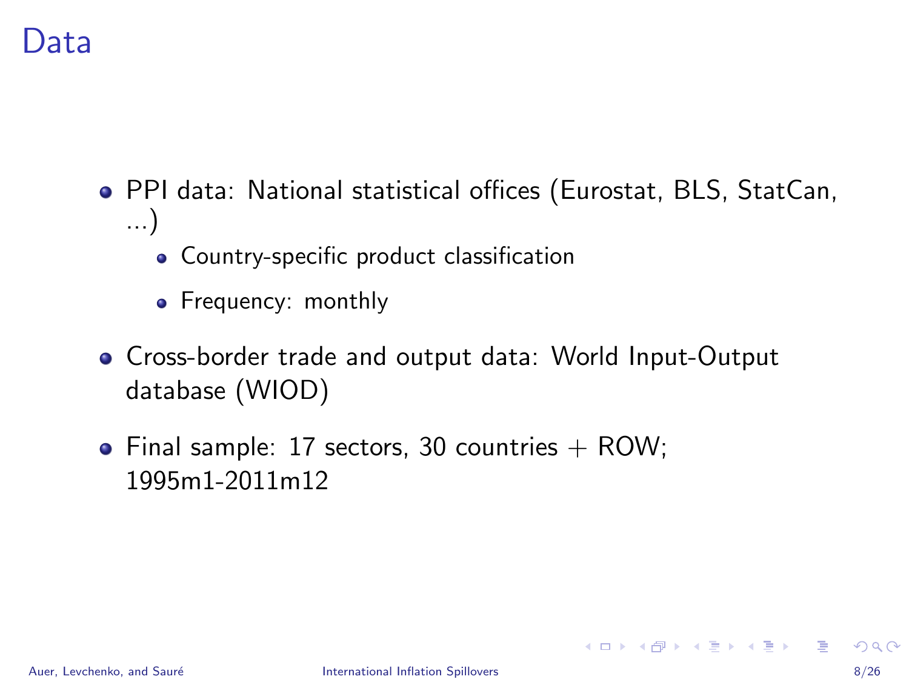# Data

- PPI data: National statistical offices (Eurostat, BLS, StatCan, ...)
  - Country-specific product classification
  - Frequency: monthly
- Cross-border trade and output data: World Input-Output database (WIOD)
- Final sample: 17 sectors, 30 countries + ROW; 1995m1-2011m12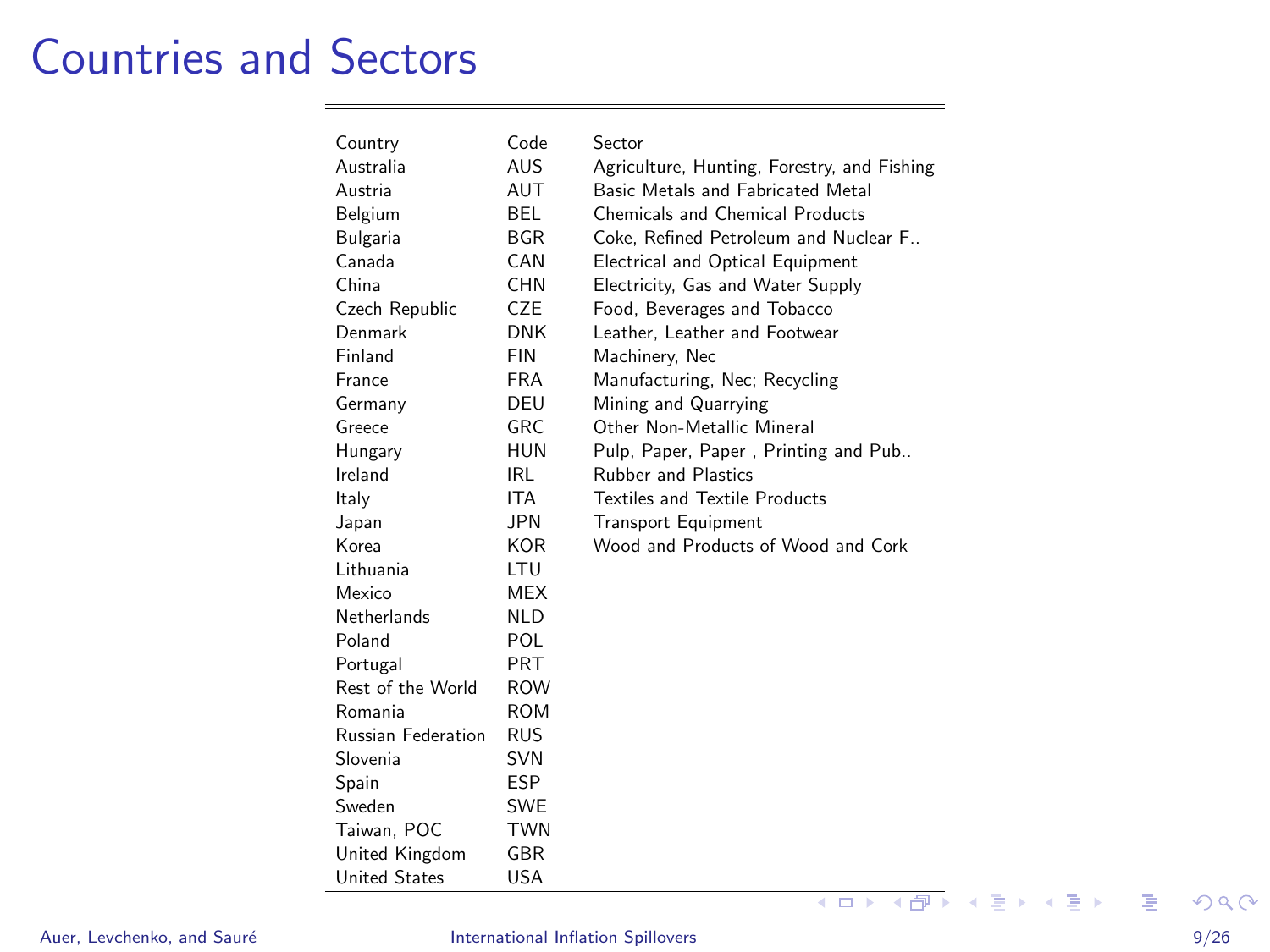# Countries and Sectors

| Country | Code | Sector |
|---|---|---|
| Australia | AUS | Agriculture, Hunting, Forestry, and Fishing |
| Austria | AUT | Basic Metals and Fabricated Metal |
| Belgium | BEL | Chemicals and Chemical Products |
| Bulgaria | BGR | Coke, Refined Petroleum and Nuclear F.. |
| Canada | CAN | Electrical and Optical Equipment |
| China | CHN | Electricity, Gas and Water Supply |
| Czech Republic | CZE | Food, Beverages and Tobacco |
| Denmark | DNK | Leather, Leather and Footwear |
| Finland | FIN | Machinery, Nec |
| France | FRA | Manufacturing, Nec; Recycling |
| Germany | DEU | Mining and Quarrying |
| Greece | GRC | Other Non-Metallic Mineral |
| Hungary | HUN | Pulp, Paper, Paper , Printing and Pub.. |
| Ireland | IRL | Rubber and Plastics |
| Italy | ITA | Textiles and Textile Products |
| Japan | JPN | Transport Equipment |
| Korea | KOR | Wood and Products of Wood and Cork |
| Lithuania | LTU | |
| Mexico | MEX | |
| Netherlands | NLD | |
| Poland | POL | |
| Portugal | PRT | |
| Rest of the World | ROW | |
| Romania | ROM | |
| Russian Federation | RUS | |
| Slovenia | SVN | |
| Spain | ESP | |
| Sweden | SWE | |
| Taiwan, POC | TWN | |
| United Kingdom | GBR | |
| United States | USA | |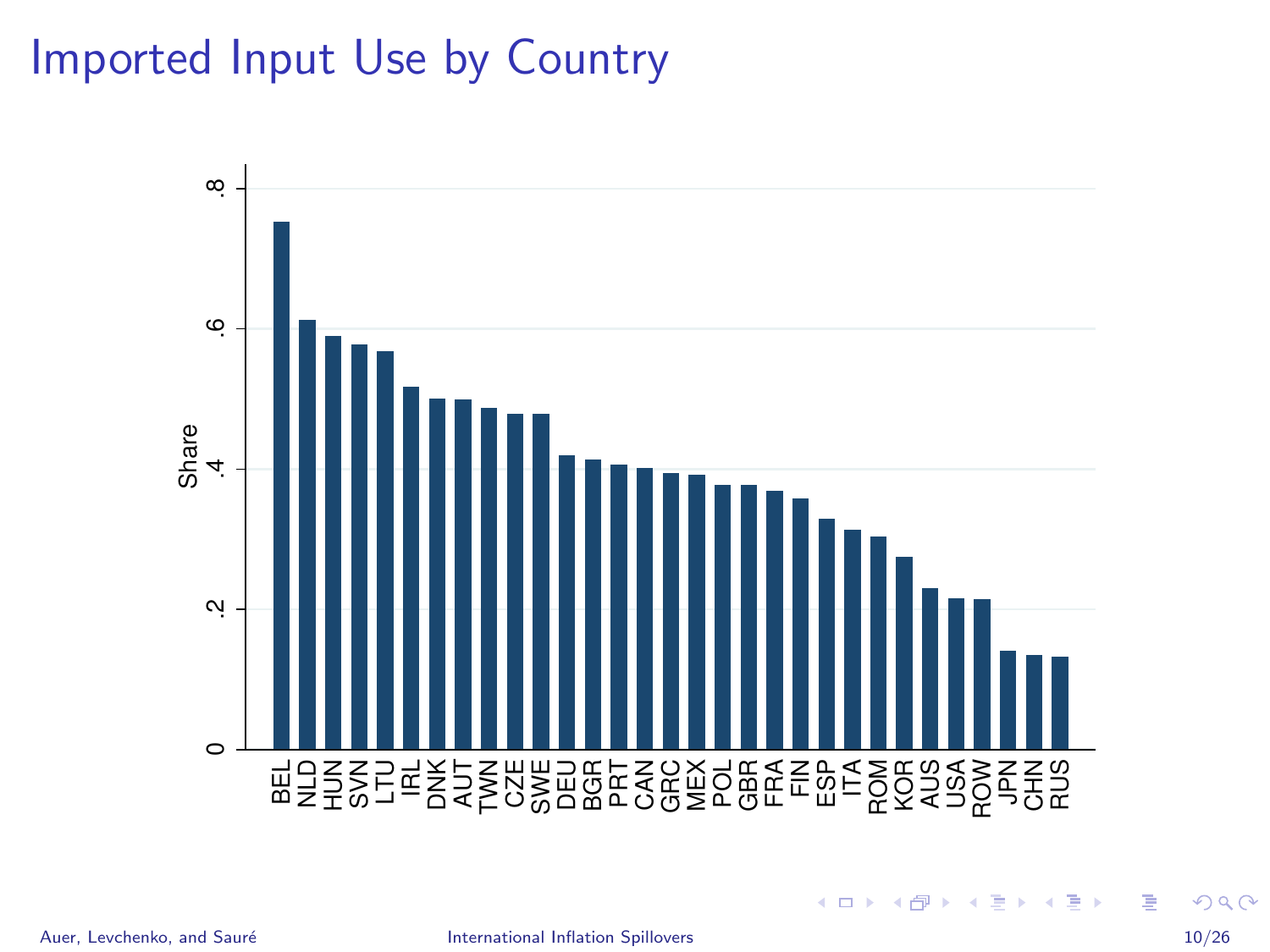# Imported Input Use by Country

| Country | Share |
|---|---|
| BEL | 0.75 |
| NLD | 0.61 |
| HUN | 0.59 |
| SVN | 0.58 |
| LTU | 0.57 |
| IRL | 0.52 |
| DNK | 0.50 |
| AUT | 0.50 |
| TWN | 0.49 |
| CZE | 0.48 |
| SWE | 0.48 |
| DEU | 0.42 |
| BGR | 0.41 |
| PRT | 0.41 |
| CAN | 0.40 |
| GRC | 0.39 |
| MEX | 0.39 |
| POL | 0.38 |
| GBR | 0.38 |
| FRA | 0.37 |
| FIN | 0.36 |
| ESP | 0.33 |
| ITA | 0.31 |
| ROM | 0.30 |
| KOR | 0.27 |
| AUS | 0.23 |
| USA | 0.22 |
| ROW | 0.21 |
| JPN | 0.14 |
| CHN | 0.13 |
| RUS | 0.13 |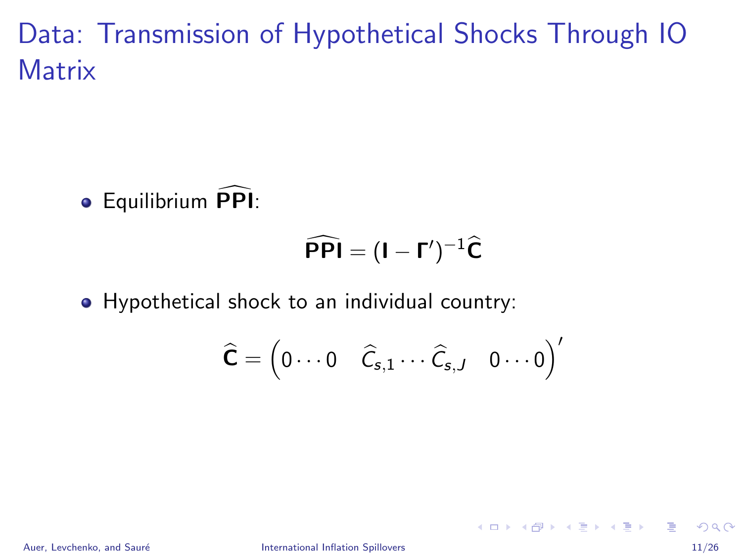# Data: Transmission of Hypothetical Shocks Through IO Matrix

- Equilibrium $\widehat{\mathbf{PPI}}$:

$$\widehat{\mathbf{PPI}} = (\mathbf{I} - \mathbf{\Gamma}')^{-1}\widehat{\mathbf{C}}$$

- Hypothetical shock to an individual country:

$$\widehat{\mathbf{C}} = \begin{pmatrix} 0 \cdots 0 & \widehat{C}_{s,1} \cdots \widehat{C}_{s,J} & 0 \cdots 0 \end{pmatrix}'$$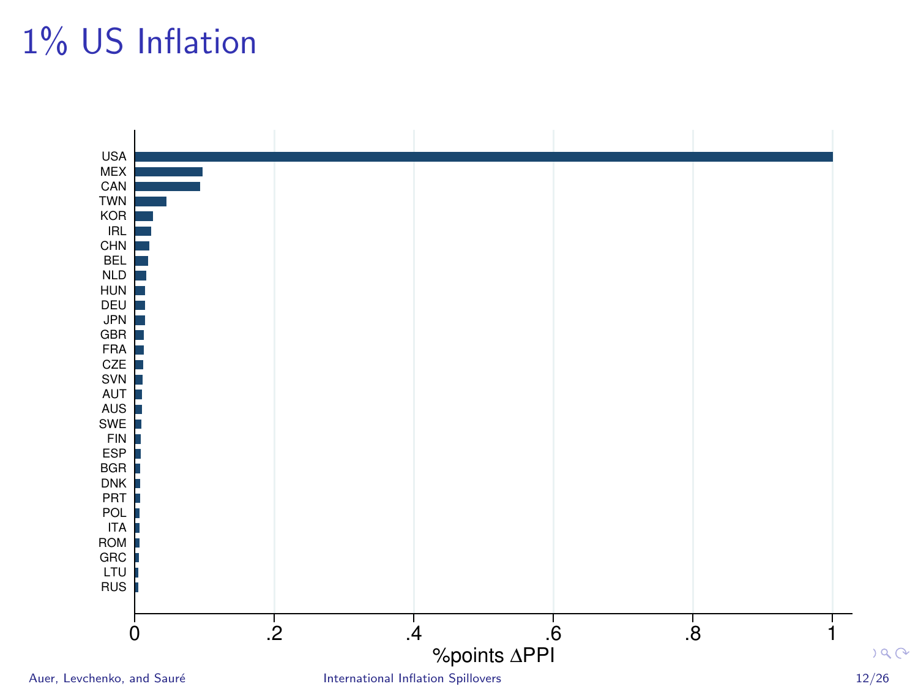# 1% US Inflation

| Country | %points ΔPPI (approx.) |
|---|---|
| USA | 1 |
| MEX | |
| CAN | |
| TWN | |
| KOR | |
| IRL | |
| CHN | |
| BEL | |
| NLD | |
| HUN | |
| DEU | |
| JPN | |
| GBR | |
| FRA | |
| CZE | |
| SVN | |
| AUT | |
| AUS | |
| SWE | |
| FIN | |
| ESP | |
| BGR | |
| DNK | |
| PRT | |
| POL | |
| ITA | |
| ROM | |
| GRC | |
| LTU | |
| RUS | |

%points ΔPPI (axis: 0, .2, .4, .6, .8, 1)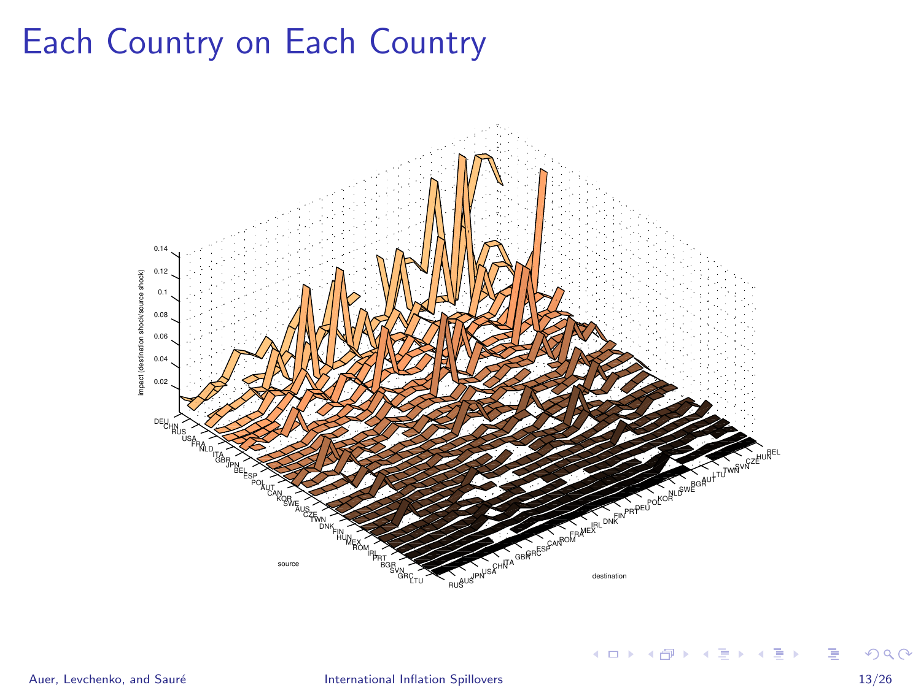# Each Country on Each Country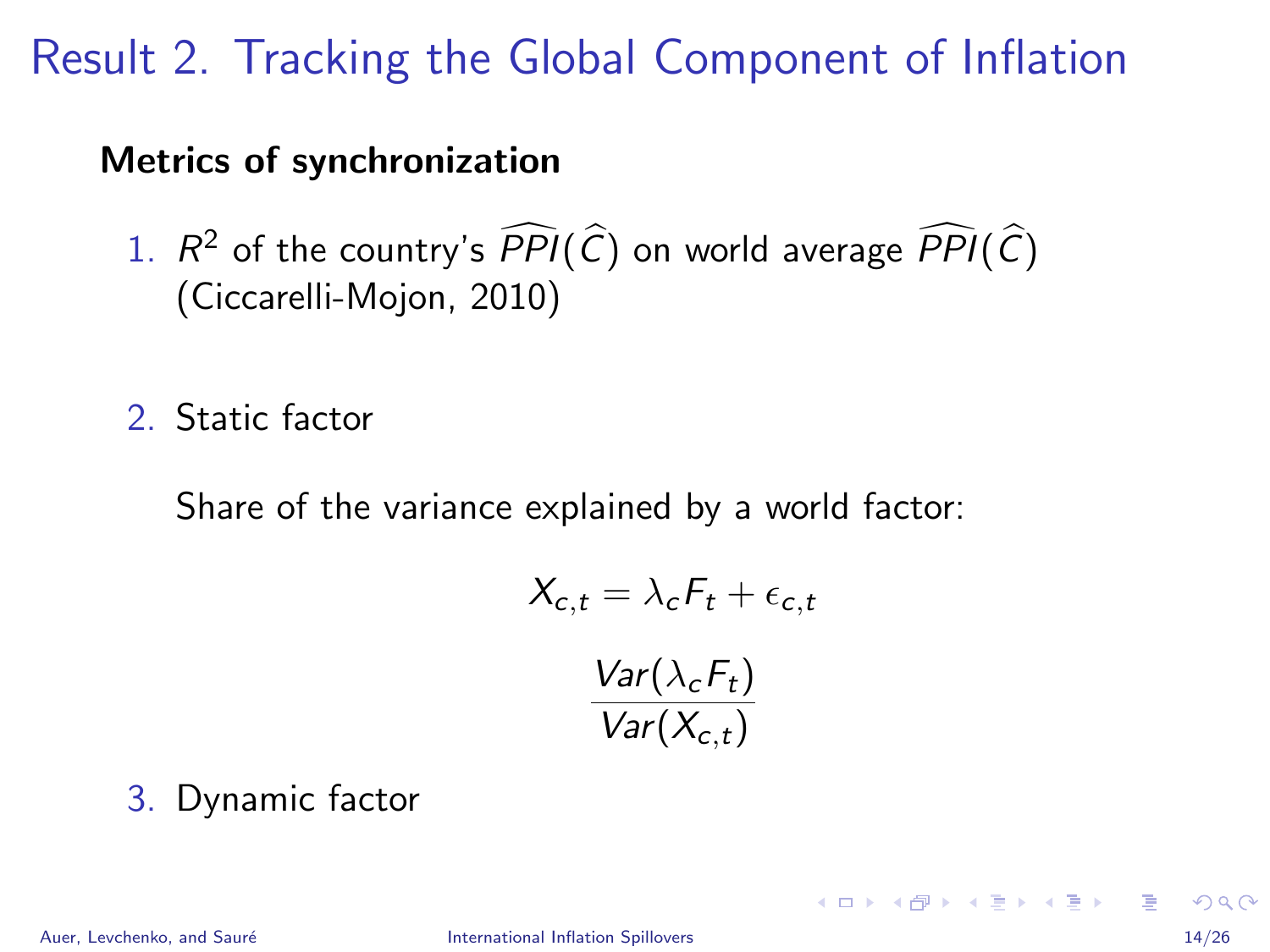# Result 2. Tracking the Global Component of Inflation

**Metrics of synchronization**

1. $R^2$ of the country's $\widehat{PPI}(\widehat{C})$ on world average $\widehat{PPI}(\widehat{C})$ (Ciccarelli-Mojon, 2010)

2. Static factor

   Share of the variance explained by a world factor:

$$X_{c,t} = \lambda_c F_t + \epsilon_{c,t}$$

$$\frac{Var(\lambda_c F_t)}{Var(X_{c,t})}$$

3. Dynamic factor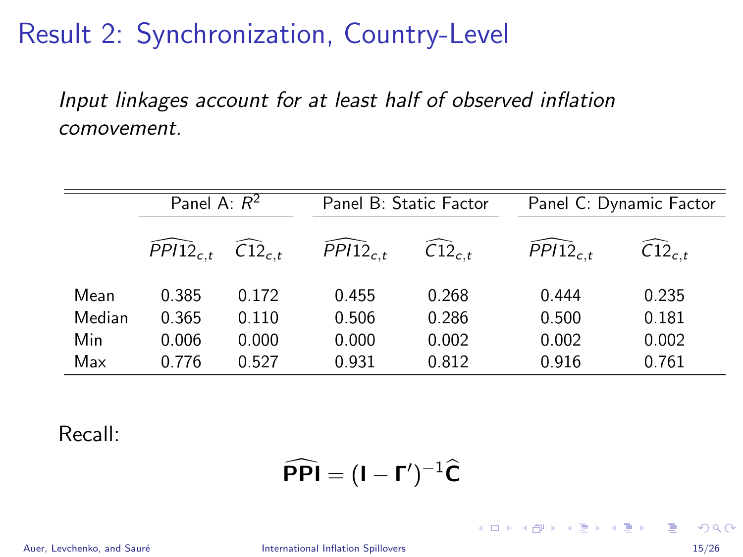# Result 2: Synchronization, Country-Level

*Input linkages account for at least half of observed inflation comovement.*

| | Panel A: $R^2$ | | Panel B: Static Factor | | Panel C: Dynamic Factor | |
|---|---|---|---|---|---|---|
| | $\widehat{PPI12}_{c,t}$ | $\widehat{C12}_{c,t}$ | $\widehat{PPI12}_{c,t}$ | $\widehat{C12}_{c,t}$ | $\widehat{PPI12}_{c,t}$ | $\widehat{C12}_{c,t}$ |
| Mean | 0.385 | 0.172 | 0.455 | 0.268 | 0.444 | 0.235 |
| Median | 0.365 | 0.110 | 0.506 | 0.286 | 0.500 | 0.181 |
| Min | 0.006 | 0.000 | 0.000 | 0.002 | 0.002 | 0.002 |
| Max | 0.776 | 0.527 | 0.931 | 0.812 | 0.916 | 0.761 |

Recall:

$$\widehat{\mathbf{PPI}} = (\mathbf{I} - \mathbf{\Gamma}')^{-1}\widehat{\mathbf{C}}$$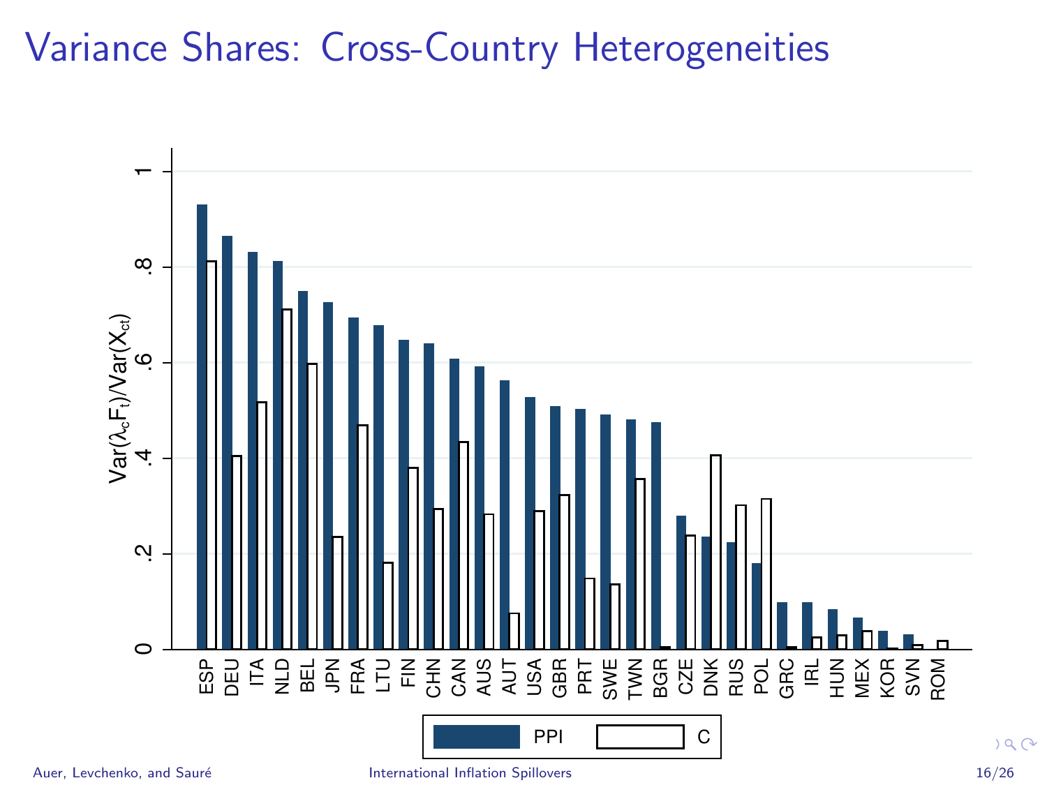# Variance Shares: Cross-Country Heterogeneities

$\text{Var}(\lambda_c F_t)/\text{Var}(X_{ct})$

0, .2, .4, .6, .8, 1

ESP DEU ITA NLD BEL JPN FRA LTU FIN CHN CAN AUS AUT USA GBR PRT SWE TWN BGR CZE DNK RUS POL GRC IRL HUN MEX KOR SVN ROM

PPI C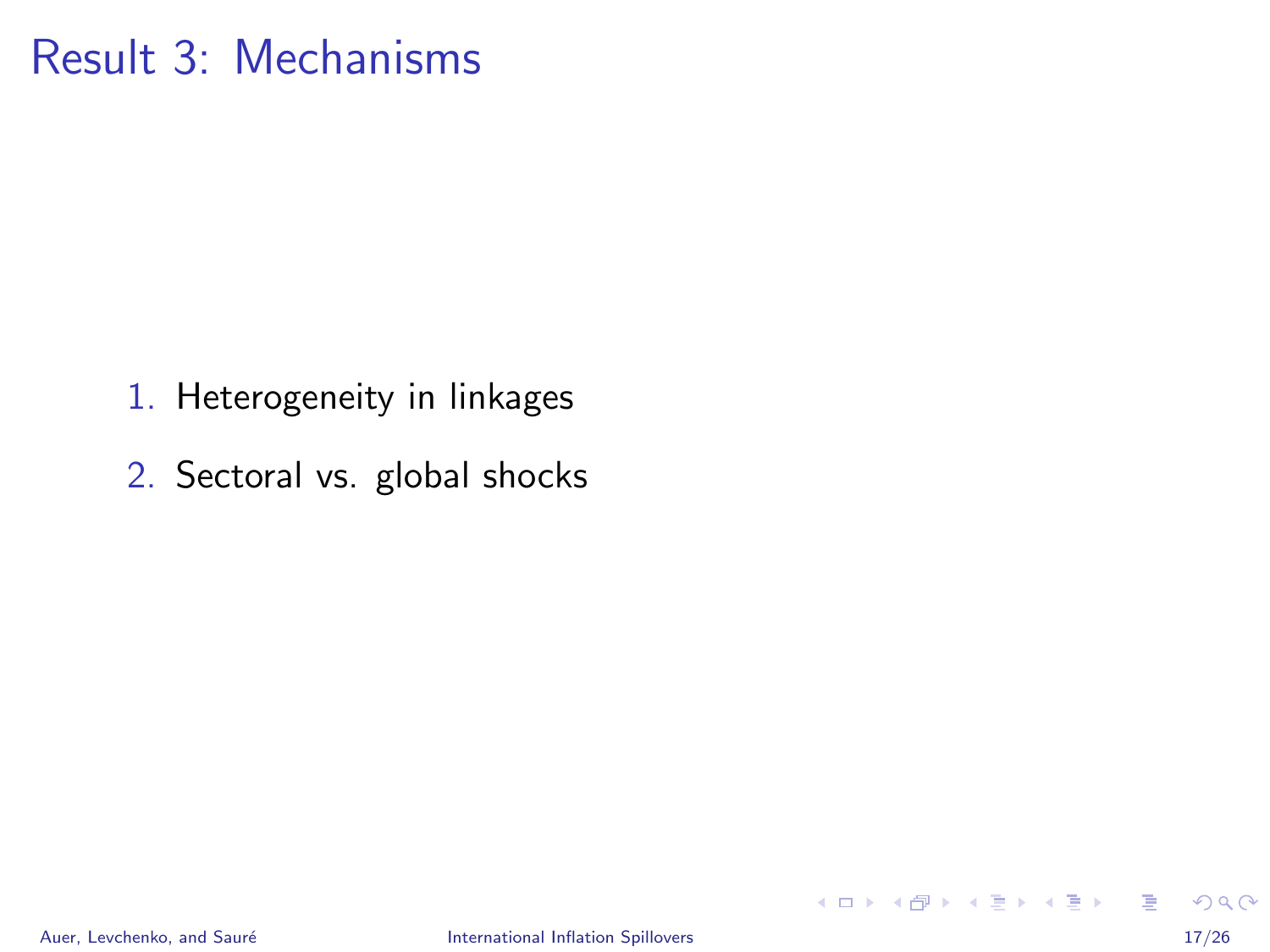# Result 3: Mechanisms

1. Heterogeneity in linkages
2. Sectoral vs. global shocks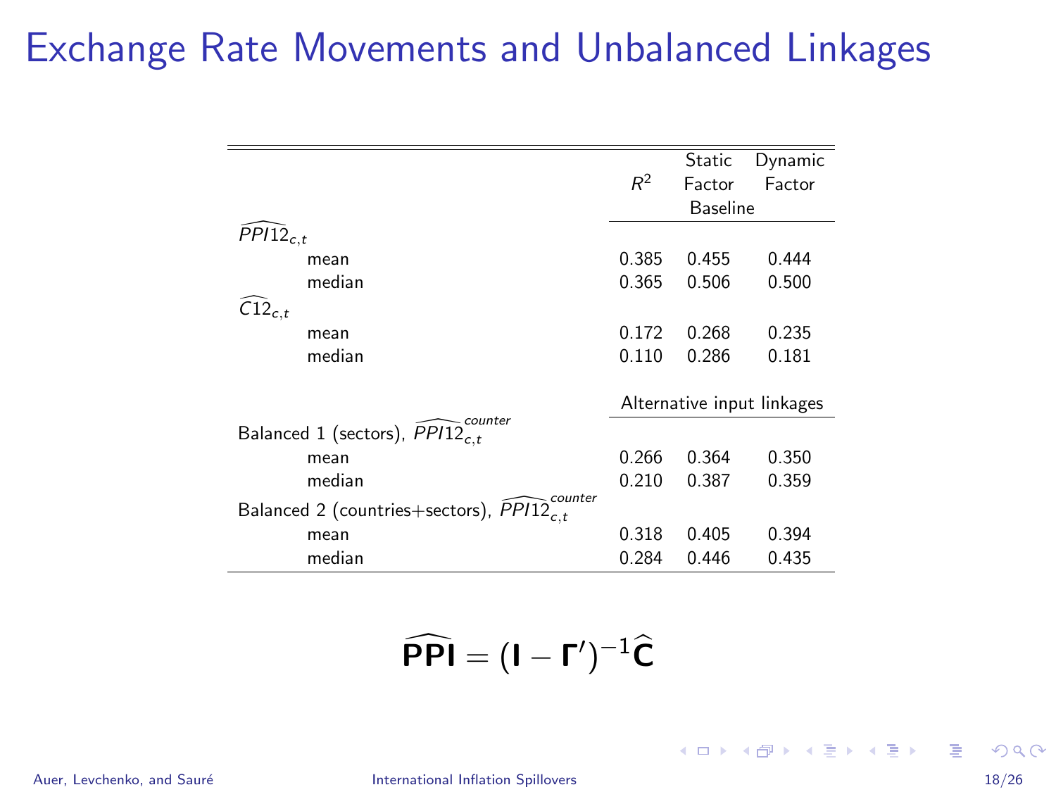# Exchange Rate Movements and Unbalanced Linkages

| | $R^2$ | Static Factor Baseline | Dynamic Factor |
|---|---|---|---|
| $\widehat{PPI12}_{c,t}$ | | | |
| mean | 0.385 | 0.455 | 0.444 |
| median | 0.365 | 0.506 | 0.500 |
| $\widehat{C12}_{c,t}$ | | | |
| mean | 0.172 | 0.268 | 0.235 |
| median | 0.110 | 0.286 | 0.181 |
| | Alternative input linkages | | |
| Balanced 1 (sectors), $\widehat{PPI12}^{counter}_{c,t}$ | | | |
| mean | 0.266 | 0.364 | 0.350 |
| median | 0.210 | 0.387 | 0.359 |
| Balanced 2 (countries+sectors), $\widehat{PPI12}^{counter}_{c,t}$ | | | |
| mean | 0.318 | 0.405 | 0.394 |
| median | 0.284 | 0.446 | 0.435 |

$$\widehat{\mathbf{PPI}} = (\mathbf{I} - \mathbf{\Gamma}')^{-1}\widehat{\mathbf{C}}$$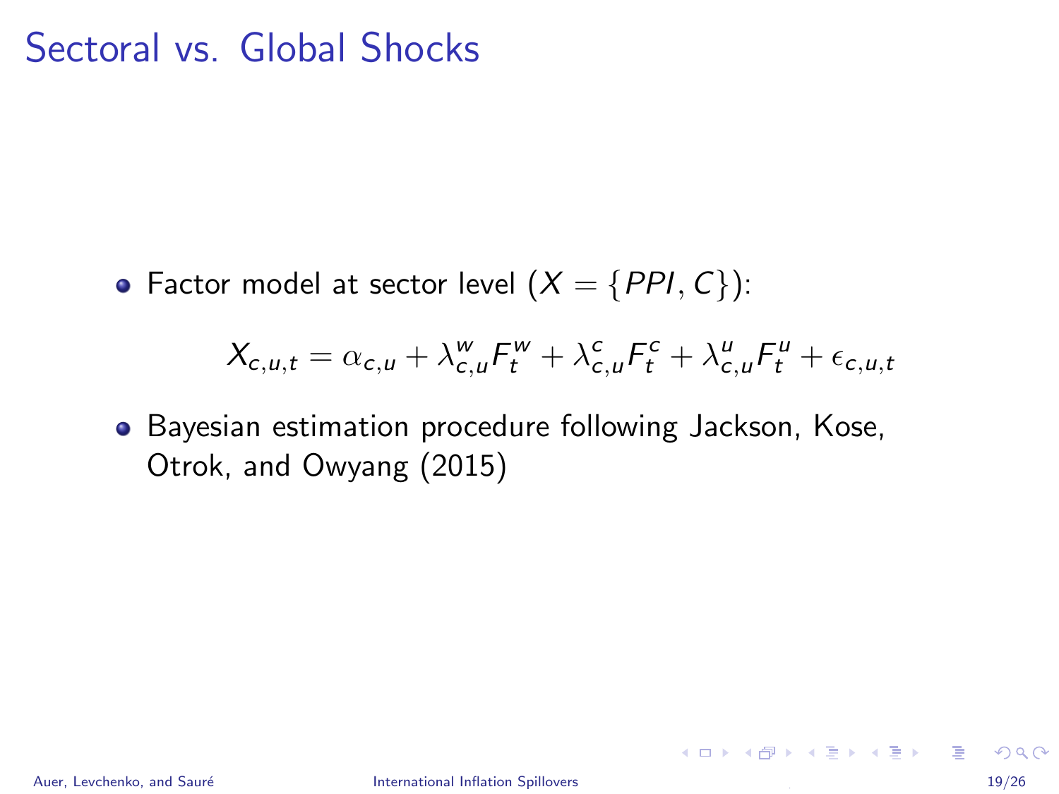# Sectoral vs. Global Shocks

- Factor model at sector level ($X = \{PPI, C\}$):

$$X_{c,u,t} = \alpha_{c,u} + \lambda^{w}_{c,u} F^{w}_{t} + \lambda^{c}_{c,u} F^{c}_{t} + \lambda^{u}_{c,u} F^{u}_{t} + \epsilon_{c,u,t}$$

- Bayesian estimation procedure following Jackson, Kose, Otrok, and Owyang (2015)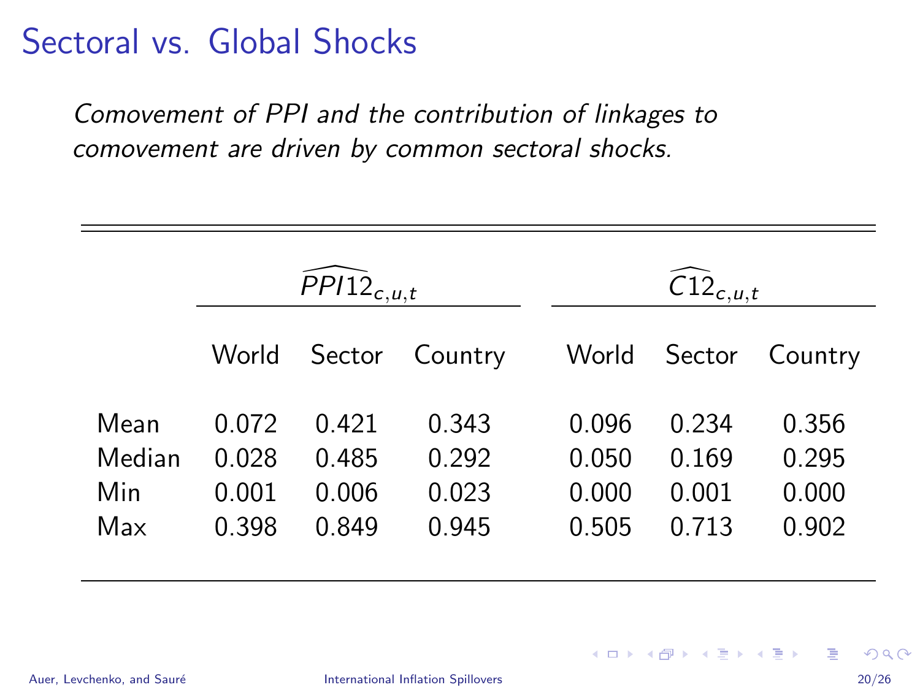# Sectoral vs. Global Shocks

*Comovement of PPI and the contribution of linkages to comovement are driven by common sectoral shocks.*

| | $\widehat{PPI12}_{c,u,t}$ | | | $\widehat{C12}_{c,u,t}$ | | |
|---|---|---|---|---|---|---|
| | World | Sector | Country | World | Sector | Country |
| Mean | 0.072 | 0.421 | 0.343 | 0.096 | 0.234 | 0.356 |
| Median | 0.028 | 0.485 | 0.292 | 0.050 | 0.169 | 0.295 |
| Min | 0.001 | 0.006 | 0.023 | 0.000 | 0.001 | 0.000 |
| Max | 0.398 | 0.849 | 0.945 | 0.505 | 0.713 | 0.902 |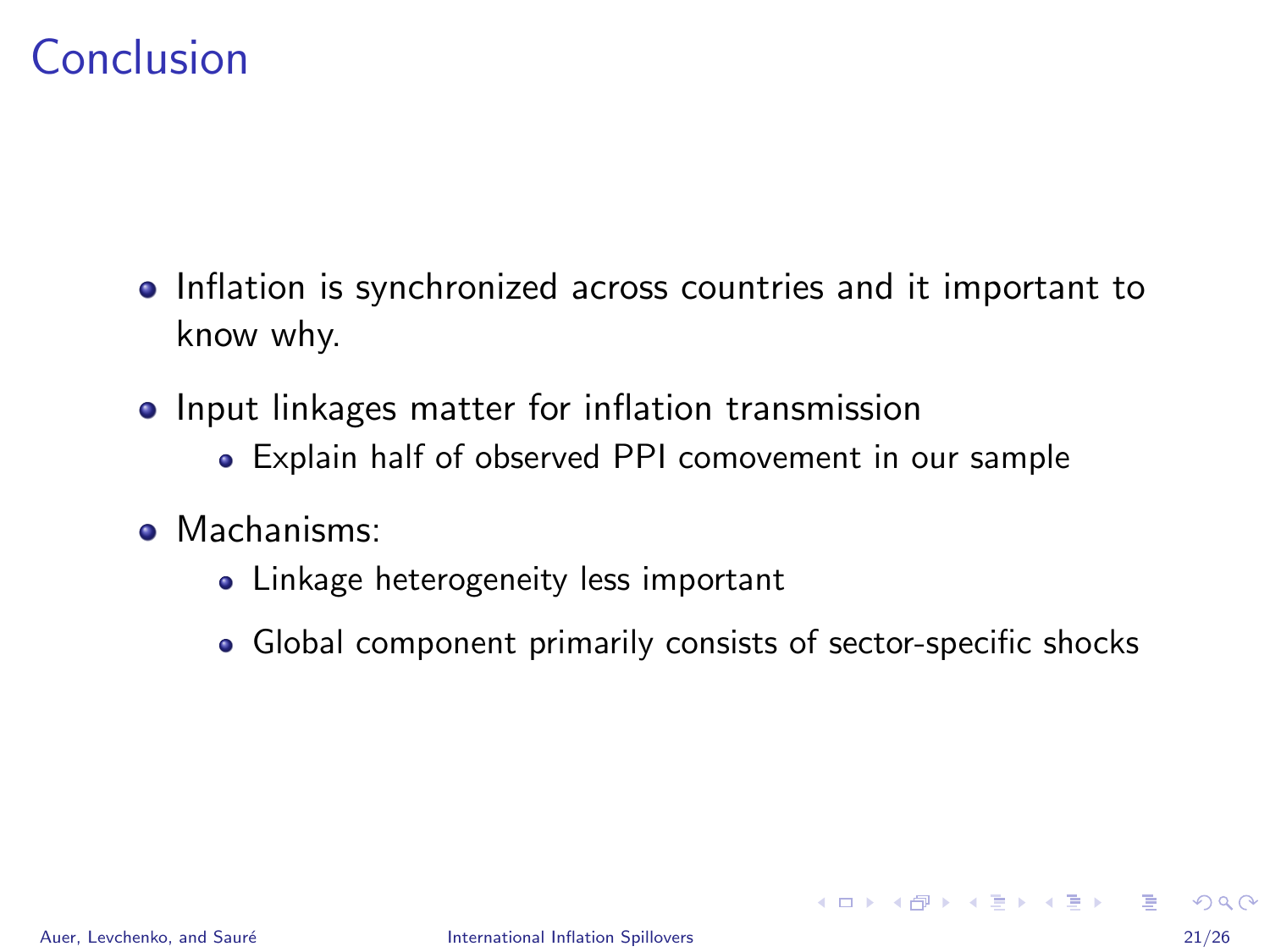# Conclusion

- Inflation is synchronized across countries and it important to know why.
- Input linkages matter for inflation transmission
  - Explain half of observed PPI comovement in our sample
- Machanisms:
  - Linkage heterogeneity less important
  - Global component primarily consists of sector-specific shocks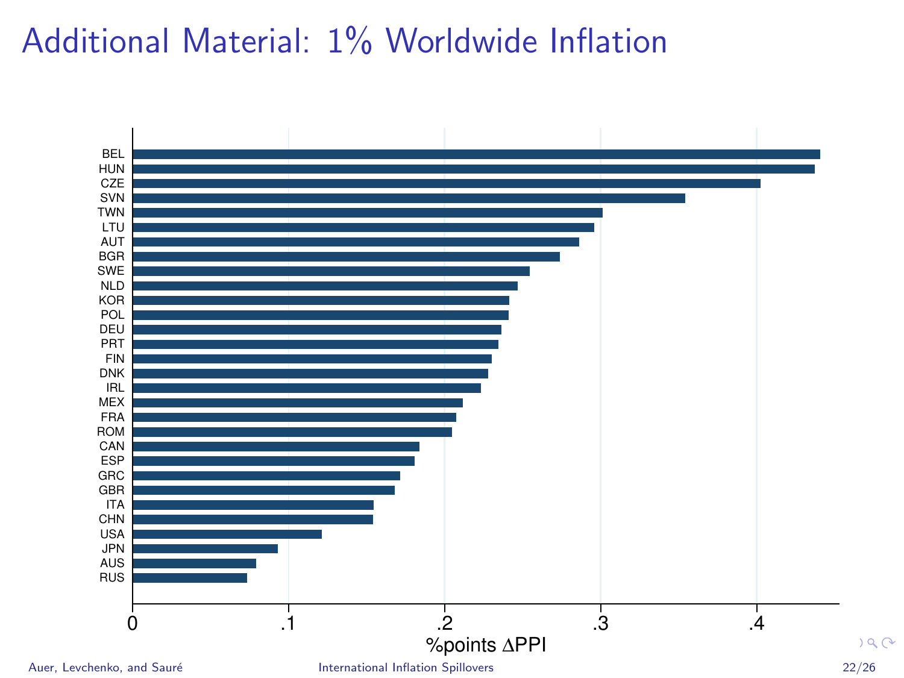# Additional Material: 1% Worldwide Inflation

| Country | %points $\Delta$PPI |
|---|---|
| BEL | 0.44 |
| HUN | 0.437 |
| CZE | 0.402 |
| SVN | 0.354 |
| TWN | 0.301 |
| LTU | 0.296 |
| AUT | 0.286 |
| BGR | 0.274 |
| SWE | 0.254 |
| NLD | 0.246 |
| KOR | 0.241 |
| POL | 0.241 |
| DEU | 0.236 |
| PRT | 0.234 |
| FIN | 0.230 |
| DNK | 0.227 |
| IRL | 0.223 |
| MEX | 0.211 |
| FRA | 0.207 |
| ROM | 0.205 |
| CAN | 0.184 |
| ESP | 0.181 |
| GRC | 0.171 |
| GBR | 0.168 |
| ITA | 0.154 |
| CHN | 0.154 |
| USA | 0.121 |
| JPN | 0.093 |
| AUS | 0.079 |
| RUS | 0.073 |

%points $\Delta$PPI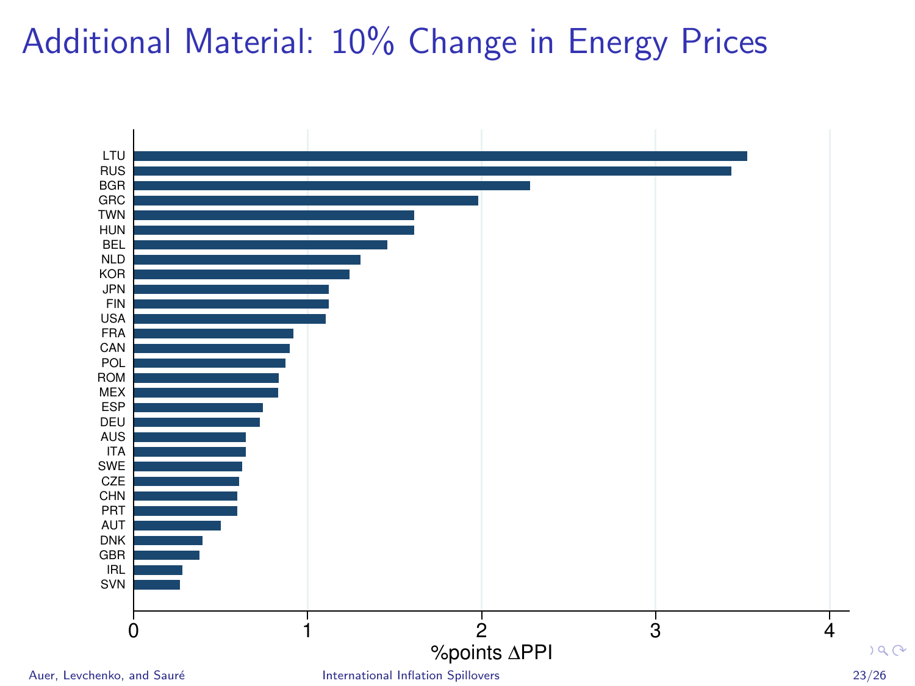# Additional Material: 10% Change in Energy Prices

| Country | %points ΔPPI |
|---|---|
| LTU | 3.53 |
| RUS | 3.44 |
| BGR | 2.28 |
| GRC | 1.98 |
| TWN | 1.61 |
| HUN | 1.61 |
| BEL | 1.46 |
| NLD | 1.31 |
| KOR | 1.24 |
| JPN | 1.12 |
| FIN | 1.12 |
| USA | 1.11 |
| FRA | 0.92 |
| CAN | 0.90 |
| POL | 0.87 |
| ROM | 0.84 |
| MEX | 0.83 |
| ESP | 0.75 |
| DEU | 0.73 |
| AUS | 0.65 |
| ITA | 0.65 |
| SWE | 0.63 |
| CZE | 0.61 |
| CHN | 0.60 |
| PRT | 0.60 |
| AUT | 0.50 |
| DNK | 0.40 |
| GBR | 0.38 |
| IRL | 0.28 |
| SVN | 0.27 |

%points ΔPPI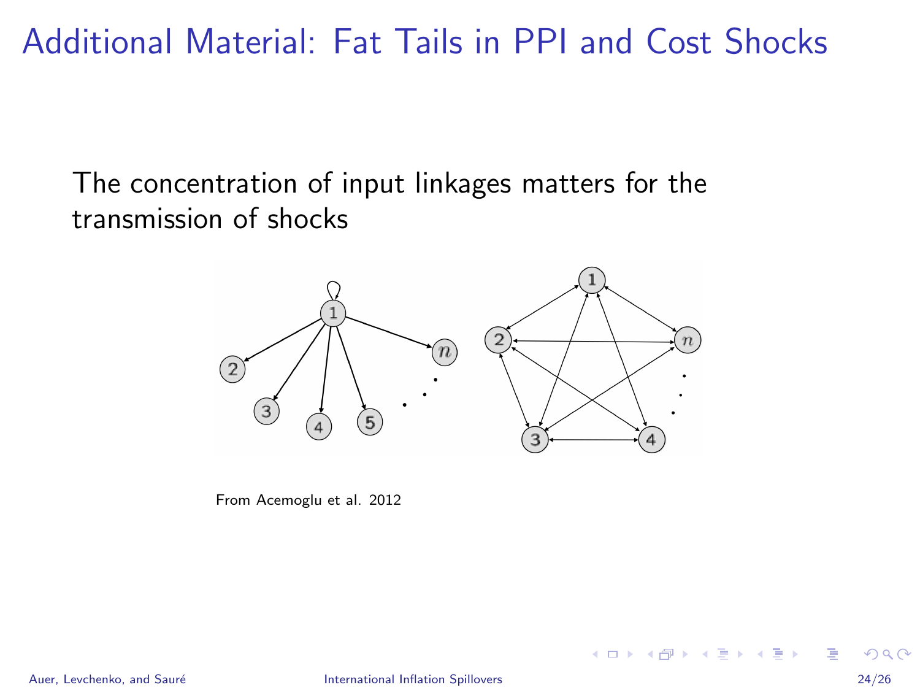# Additional Material: Fat Tails in PPI and Cost Shocks

The concentration of input linkages matters for the transmission of shocks

From Acemoglu et al. 2012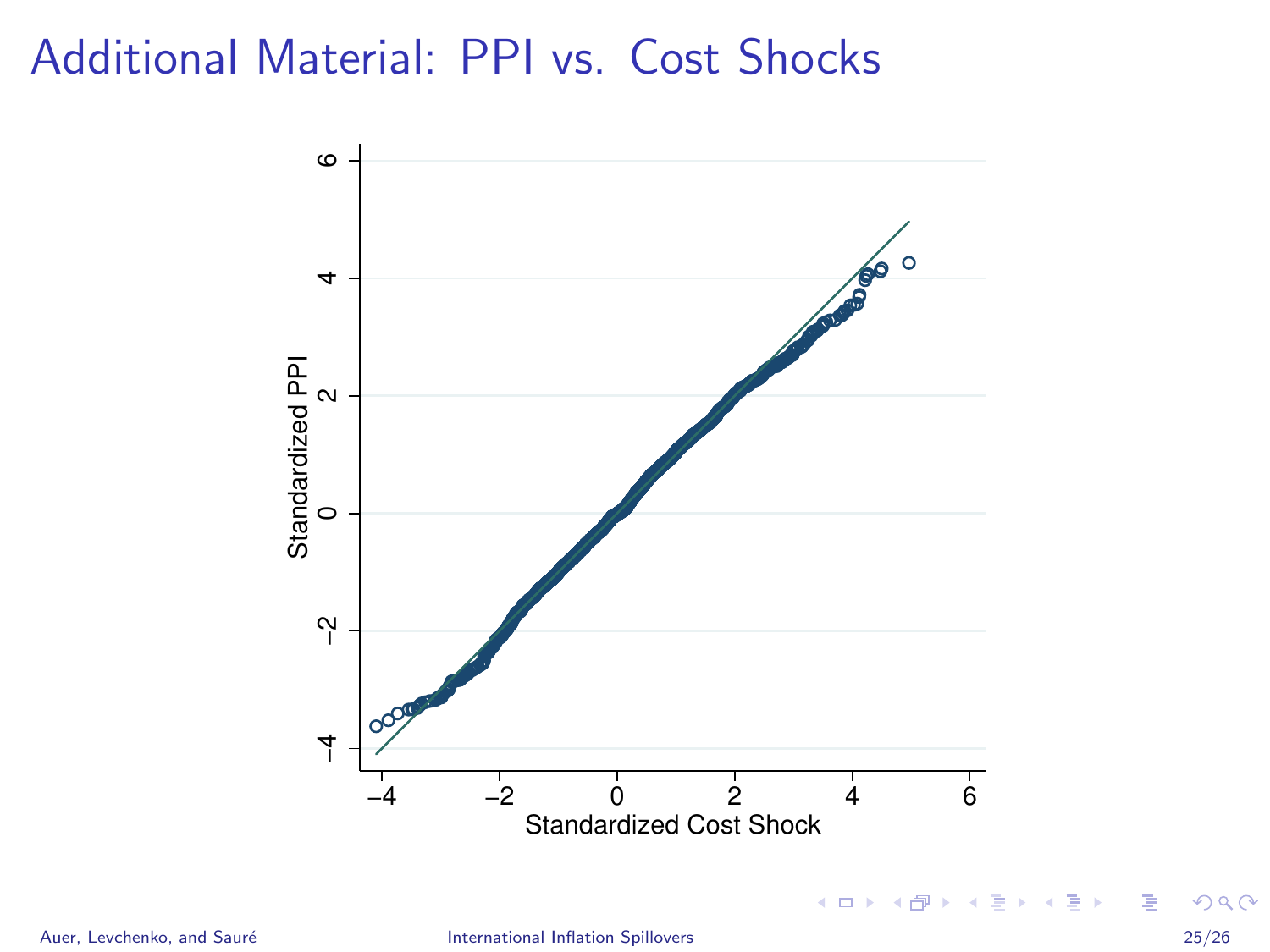# Additional Material: PPI vs. Cost Shocks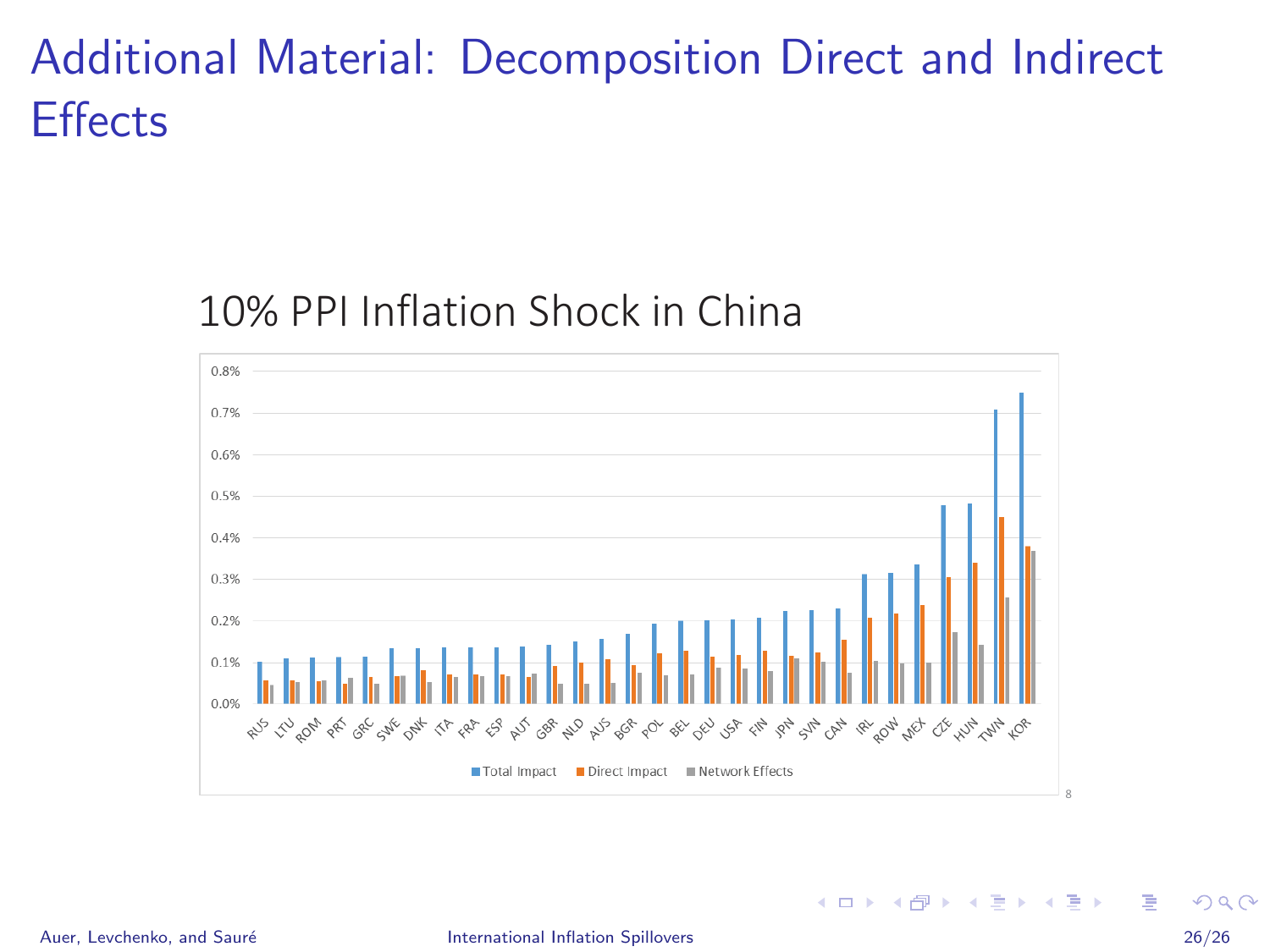# Additional Material: Decomposition Direct and Indirect Effects

10% PPI Inflation Shock in China

0.8%
0.7%
0.6%
0.5%
0.4%
0.3%
0.2%
0.1%
0.0%

RUS LTU ROM PRT GRC SWE DNK ITA FRA ESP AUT GBR NLD AUS BGR POL BEL DEU USA FIN JPN SVN CAN IRL ROW MEX CZE HUN TWN KOR

Total Impact  Direct Impact  Network Effects

8